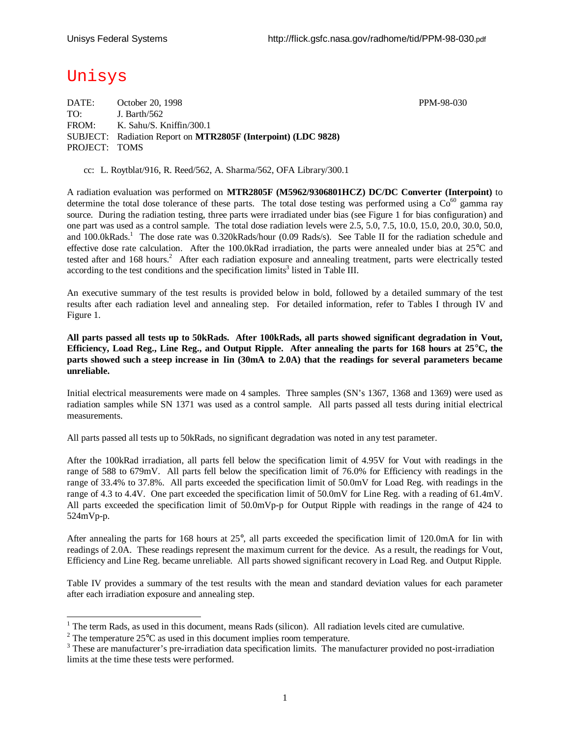# Unisys

DATE: October 20, 1998 PPM-98-030
TO: J. Barth/562
FROM: K. Sahu/S. Kniffin/300.1
SUBJECT: Radiation Report on **MTR2805F (Interpoint) (LDC 9828)**
PROJECT: TOMS

cc: L. Roytblat/916, R. Reed/562, A. Sharma/562, OFA Library/300.1

A radiation evaluation was performed on **MTR2805F (M5962/9306801HCZ) DC/DC Converter (Interpoint)** to determine the total dose tolerance of these parts. The total dose testing was performed using a $Co^{60}$ gamma ray source. During the radiation testing, three parts were irradiated under bias (see Figure 1 for bias configuration) and one part was used as a control sample. The total dose radiation levels were 2.5, 5.0, 7.5, 10.0, 15.0, 20.0, 30.0, 50.0, and 100.0kRads.[1] The dose rate was 0.320kRads/hour (0.09 Rads/s). See Table II for the radiation schedule and effective dose rate calculation. After the 100.0kRad irradiation, the parts were annealed under bias at 25°C and tested after and 168 hours.[2] After each radiation exposure and annealing treatment, parts were electrically tested according to the test conditions and the specification limits[3] listed in Table III.

An executive summary of the test results is provided below in bold, followed by a detailed summary of the test results after each radiation level and annealing step. For detailed information, refer to Tables I through IV and Figure 1.

**All parts passed all tests up to 50kRads. After 100kRads, all parts showed significant degradation in Vout, Efficiency, Load Reg., Line Reg., and Output Ripple. After annealing the parts for 168 hours at 25°C, the parts showed such a steep increase in Iin (30mA to 2.0A) that the readings for several parameters became unreliable.**

Initial electrical measurements were made on 4 samples. Three samples (SN's 1367, 1368 and 1369) were used as radiation samples while SN 1371 was used as a control sample. All parts passed all tests during initial electrical measurements.

All parts passed all tests up to 50kRads, no significant degradation was noted in any test parameter.

After the 100kRad irradiation, all parts fell below the specification limit of 4.95V for Vout with readings in the range of 588 to 679mV. All parts fell below the specification limit of 76.0% for Efficiency with readings in the range of 33.4% to 37.8%. All parts exceeded the specification limit of 50.0mV for Load Reg. with readings in the range of 4.3 to 4.4V. One part exceeded the specification limit of 50.0mV for Line Reg. with a reading of 61.4mV. All parts exceeded the specification limit of 50.0mVp-p for Output Ripple with readings in the range of 424 to 524mVp-p.

After annealing the parts for 168 hours at 25°, all parts exceeded the specification limit of 120.0mA for Iin with readings of 2.0A. These readings represent the maximum current for the device. As a result, the readings for Vout, Efficiency and Line Reg. became unreliable. All parts showed significant recovery in Load Reg. and Output Ripple.

Table IV provides a summary of the test results with the mean and standard deviation values for each parameter after each irradiation exposure and annealing step.

---

[1] The term Rads, as used in this document, means Rads (silicon). All radiation levels cited are cumulative.

[2] The temperature 25°C as used in this document implies room temperature.

[3] These are manufacturer's pre-irradiation data specification limits. The manufacturer provided no post-irradiation limits at the time these tests were performed.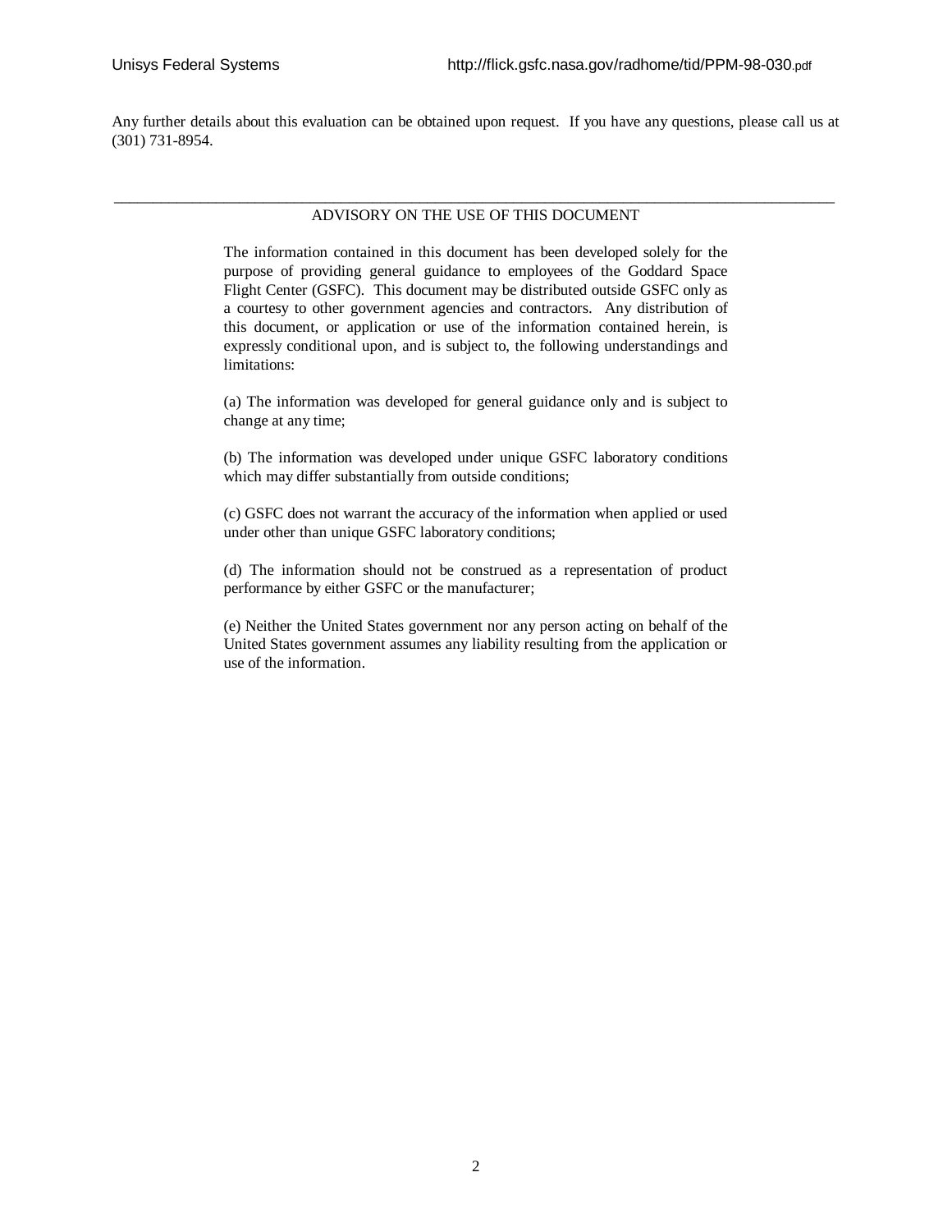Any further details about this evaluation can be obtained upon request. If you have any questions, please call us at (301) 731-8954.

---

## ADVISORY ON THE USE OF THIS DOCUMENT

The information contained in this document has been developed solely for the purpose of providing general guidance to employees of the Goddard Space Flight Center (GSFC). This document may be distributed outside GSFC only as a courtesy to other government agencies and contractors. Any distribution of this document, or application or use of the information contained herein, is expressly conditional upon, and is subject to, the following understandings and limitations:

(a) The information was developed for general guidance only and is subject to change at any time;

(b) The information was developed under unique GSFC laboratory conditions which may differ substantially from outside conditions;

(c) GSFC does not warrant the accuracy of the information when applied or used under other than unique GSFC laboratory conditions;

(d) The information should not be construed as a representation of product performance by either GSFC or the manufacturer;

(e) Neither the United States government nor any person acting on behalf of the United States government assumes any liability resulting from the application or use of the information.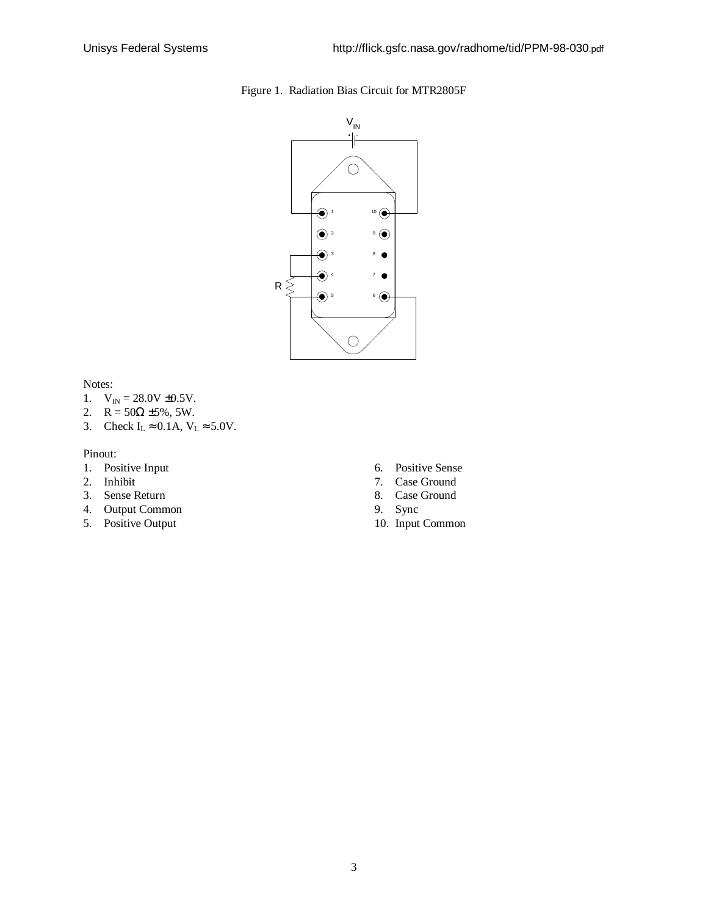Figure 1. Radiation Bias Circuit for MTR2805F

Notes:
1. $V_{IN}$ = 28.0V ±0.5V.
2. R = 50Ω ±5%, 5W.
3. Check $I_L \approx 0.1$A, $V_L \approx 5.0$V.

Pinout:
1. Positive Input
2. Inhibit
3. Sense Return
4. Output Common
5. Positive Output
6. Positive Sense
7. Case Ground
8. Case Ground
9. Sync
10. Input Common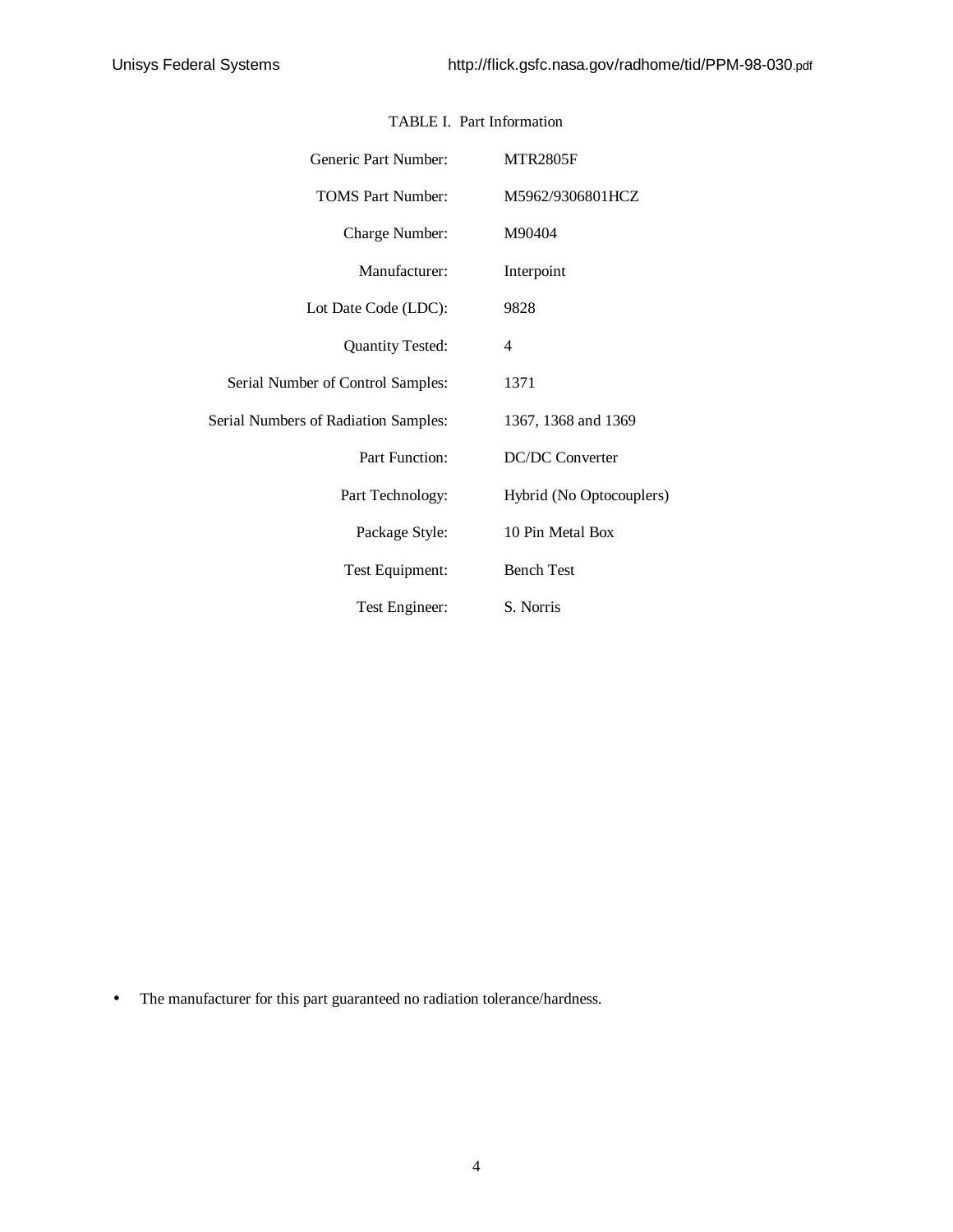TABLE I. Part Information

| | |
|---|---|
| Generic Part Number: | MTR2805F |
| TOMS Part Number: | M5962/9306801HCZ |
| Charge Number: | M90404 |
| Manufacturer: | Interpoint |
| Lot Date Code (LDC): | 9828 |
| Quantity Tested: | 4 |
| Serial Number of Control Samples: | 1371 |
| Serial Numbers of Radiation Samples: | 1367, 1368 and 1369 |
| Part Function: | DC/DC Converter |
| Part Technology: | Hybrid (No Optocouplers) |
| Package Style: | 10 Pin Metal Box |
| Test Equipment: | Bench Test |
| Test Engineer: | S. Norris |

- The manufacturer for this part guaranteed no radiation tolerance/hardness.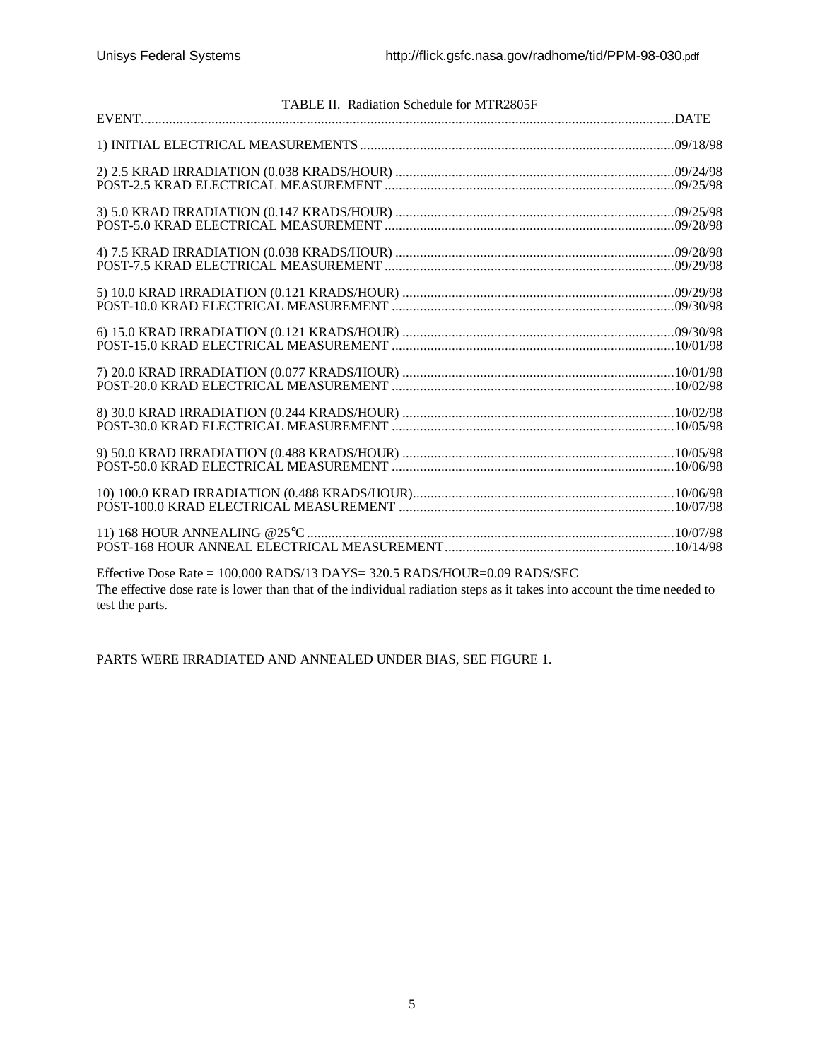TABLE II. Radiation Schedule for MTR2805F

| EVENT | DATE |
|---|---|
| 1) INITIAL ELECTRICAL MEASUREMENTS | 09/18/98 |
| 2) 2.5 KRAD IRRADIATION (0.038 KRADS/HOUR) | 09/24/98 |
| POST-2.5 KRAD ELECTRICAL MEASUREMENT | 09/25/98 |
| 3) 5.0 KRAD IRRADIATION (0.147 KRADS/HOUR) | 09/25/98 |
| POST-5.0 KRAD ELECTRICAL MEASUREMENT | 09/28/98 |
| 4) 7.5 KRAD IRRADIATION (0.038 KRADS/HOUR) | 09/28/98 |
| POST-7.5 KRAD ELECTRICAL MEASUREMENT | 09/29/98 |
| 5) 10.0 KRAD IRRADIATION (0.121 KRADS/HOUR) | 09/29/98 |
| POST-10.0 KRAD ELECTRICAL MEASUREMENT | 09/30/98 |
| 6) 15.0 KRAD IRRADIATION (0.121 KRADS/HOUR) | 09/30/98 |
| POST-15.0 KRAD ELECTRICAL MEASUREMENT | 10/01/98 |
| 7) 20.0 KRAD IRRADIATION (0.077 KRADS/HOUR) | 10/01/98 |
| POST-20.0 KRAD ELECTRICAL MEASUREMENT | 10/02/98 |
| 8) 30.0 KRAD IRRADIATION (0.244 KRADS/HOUR) | 10/02/98 |
| POST-30.0 KRAD ELECTRICAL MEASUREMENT | 10/05/98 |
| 9) 50.0 KRAD IRRADIATION (0.488 KRADS/HOUR) | 10/05/98 |
| POST-50.0 KRAD ELECTRICAL MEASUREMENT | 10/06/98 |
| 10) 100.0 KRAD IRRADIATION (0.488 KRADS/HOUR) | 10/06/98 |
| POST-100.0 KRAD ELECTRICAL MEASUREMENT | 10/07/98 |
| 11) 168 HOUR ANNEALING @25°C | 10/07/98 |
| POST-168 HOUR ANNEAL ELECTRICAL MEASUREMENT | 10/14/98 |

Effective Dose Rate = 100,000 RADS/13 DAYS= 320.5 RADS/HOUR=0.09 RADS/SEC

The effective dose rate is lower than that of the individual radiation steps as it takes into account the time needed to test the parts.

PARTS WERE IRRADIATED AND ANNEALED UNDER BIAS, SEE FIGURE 1.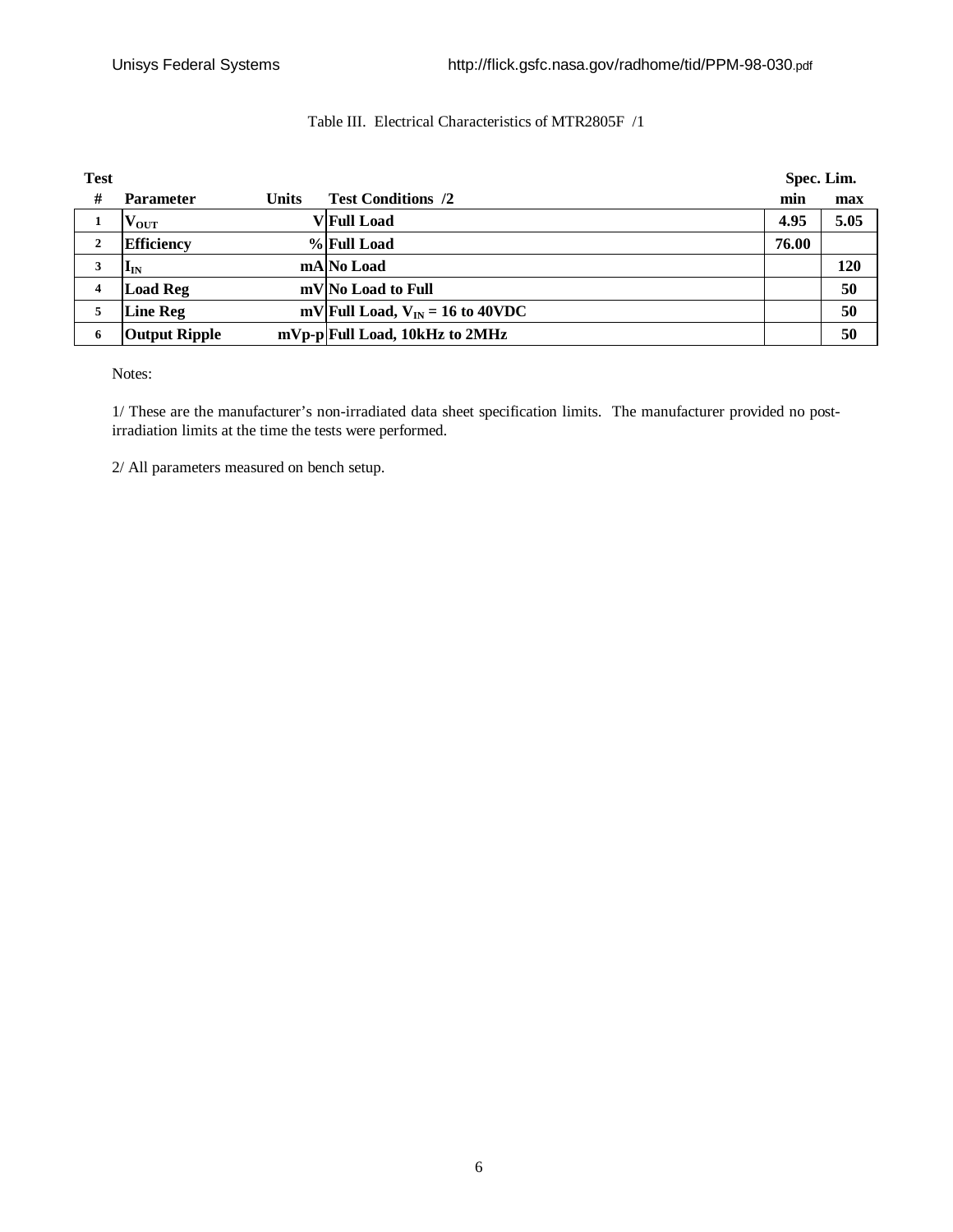Table III. Electrical Characteristics of MTR2805F /1

| Test # | Parameter | Units | Test Conditions /2 | Spec. Lim. min | Spec. Lim. max |
|---|---|---|---|---|---|
| 1 | $V_{OUT}$ | V | Full Load | 4.95 | 5.05 |
| 2 | Efficiency | % | Full Load | 76.00 | |
| 3 | $I_{IN}$ | mA | No Load | | 120 |
| 4 | Load Reg | mV | No Load to Full | | 50 |
| 5 | Line Reg | mV | Full Load, $V_{IN}$ = 16 to 40VDC | | 50 |
| 6 | Output Ripple | mVp-p | Full Load, 10kHz to 2MHz | | 50 |

Notes:

1/ These are the manufacturer's non-irradiated data sheet specification limits. The manufacturer provided no post-irradiation limits at the time the tests were performed.

2/ All parameters measured on bench setup.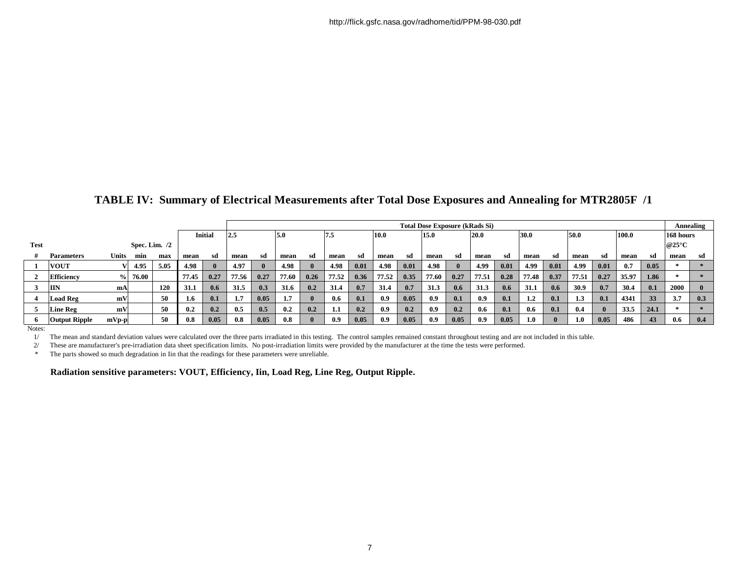http://flick.gsfc.nasa.gov/radhome/tid/PPM-98-030.pdf

## TABLE IV: Summary of Electrical Measurements after Total Dose Exposures and Annealing for MTR2805F /1

| | | | | | | | Total Dose Exposure (kRads Si) | | | | | | | | | | | | | | | | | | | | Annealing | |
|---|---|---|---|---|---|---|---|---|---|---|---|---|---|---|---|---|---|---|---|---|---|---|---|---|---|---|---|---|
| | | | | | Initial | | 2.5 | | 5.0 | | 7.5 | | 10.0 | | 15.0 | | 20.0 | | 30.0 | | 50.0 | | 100.0 | | 168 hours @25°C | |
| Test | | | Spec. Lim. /2 | | | | | | | | | | | | | | | | | | | | | | | |
| # | Parameters | Units | min | max | mean | sd | mean | sd | mean | sd | mean | sd | mean | sd | mean | sd | mean | sd | mean | sd | mean | sd | mean | sd | mean | sd |
| 1 | VOUT | V | 4.95 | 5.05 | 4.98 | 0 | 4.97 | 0 | 4.98 | 0 | 4.98 | 0.01 | 4.98 | 0.01 | 4.98 | 0 | 4.99 | 0.01 | 4.99 | 0.01 | 4.99 | 0.01 | 0.7 | 0.05 | * | * |
| 2 | Efficiency | % | 76.00 | | 77.45 | 0.27 | 77.56 | 0.27 | 77.60 | 0.26 | 77.52 | 0.36 | 77.52 | 0.35 | 77.60 | 0.27 | 77.51 | 0.28 | 77.48 | 0.37 | 77.51 | 0.27 | 35.97 | 1.86 | * | * |
| 3 | IIN | mA | | 120 | 31.1 | 0.6 | 31.5 | 0.3 | 31.6 | 0.2 | 31.4 | 0.7 | 31.4 | 0.7 | 31.3 | 0.6 | 31.3 | 0.6 | 31.1 | 0.6 | 30.9 | 0.7 | 30.4 | 0.1 | 2000 | 0 |
| 4 | Load Reg | mV | | 50 | 1.6 | 0.1 | 1.7 | 0.05 | 1.7 | 0 | 0.6 | 0.1 | 0.9 | 0.05 | 0.9 | 0.1 | 0.9 | 0.1 | 1.2 | 0.1 | 1.3 | 0.1 | 4341 | 33 | 3.7 | 0.3 |
| 5 | Line Reg | mV | | 50 | 0.2 | 0.2 | 0.5 | 0.5 | 0.2 | 0.2 | 1.1 | 0.2 | 0.9 | 0.2 | 0.9 | 0.2 | 0.6 | 0.1 | 0.6 | 0.1 | 0.4 | 0 | 33.5 | 24.1 | * | * |
| 6 | Output Ripple | mVp-p | | 50 | 0.8 | 0.05 | 0.8 | 0.05 | 0.8 | 0 | 0.9 | 0.05 | 0.9 | 0.05 | 0.9 | 0.05 | 0.9 | 0.05 | 1.0 | 0 | 1.0 | 0.05 | 486 | 43 | 0.6 | 0.4 |

Notes:

1/ The mean and standard deviation values were calculated over the three parts irradiated in this testing. The control samples remained constant throughout testing and are not included in this table.

2/ These are manufacturer's pre-irradiation data sheet specification limits. No post-irradiation limits were provided by the manufacturer at the time the tests were performed.

\* The parts showed so much degradation in Iin that the readings for these parameters were unreliable.

**Radiation sensitive parameters: VOUT, Efficiency, Iin, Load Reg, Line Reg, Output Ripple.**